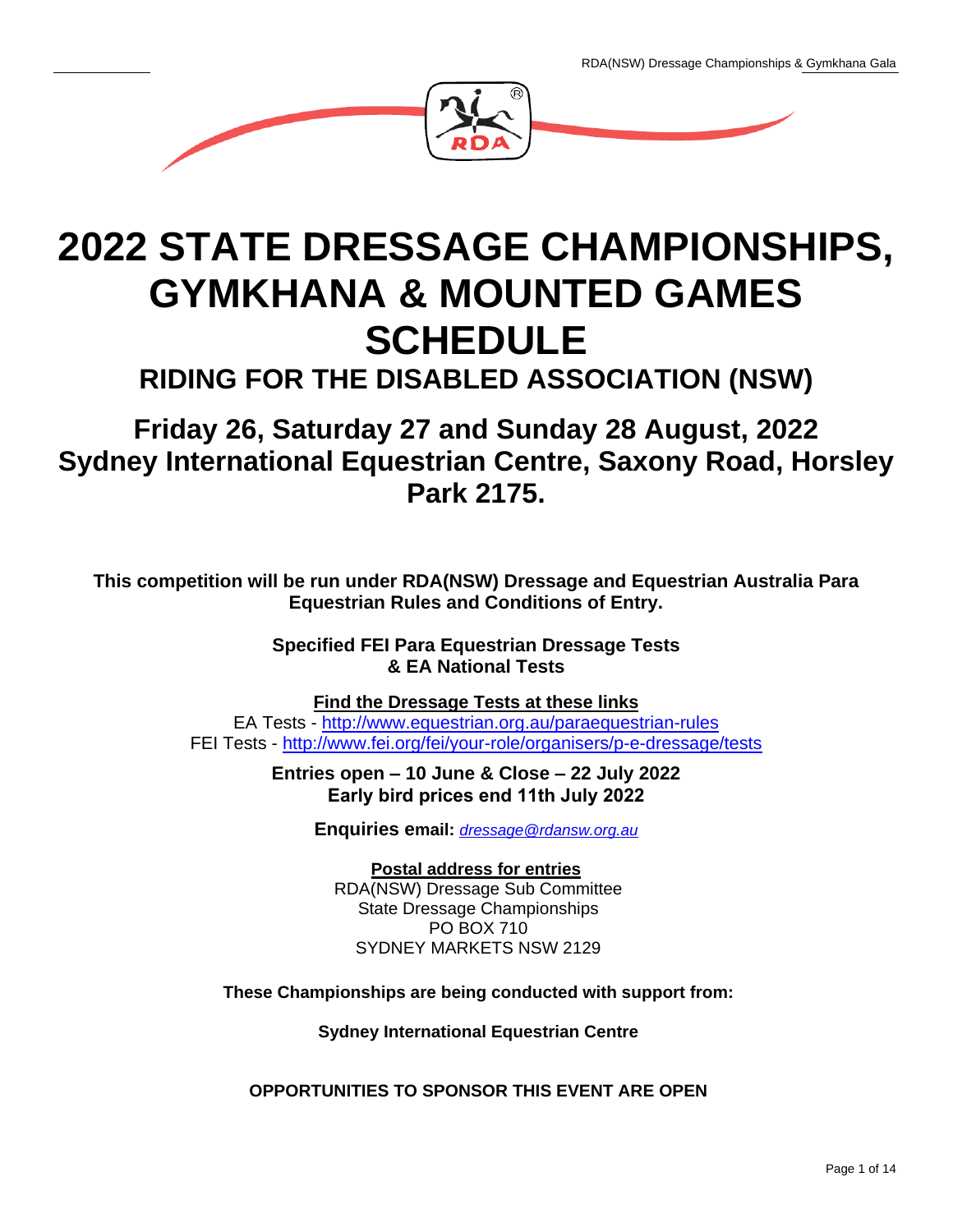# 2022 STATE DRESSAGE CHAMPIONSHIPS, GYMKHANA & MOUNTED GAMES SCHEDULE

## RIDING FOR THE DISABLED ASSOCIATION (NSW)

## Friday 26, Saturday 27 and Sunday 28 August, 2022
## Sydney International Equestrian Centre, Saxony Road, Horsley Park 2175.

**This competition will be run under RDA(NSW) Dressage and Equestrian Australia Para Equestrian Rules and Conditions of Entry.**

**Specified FEI Para Equestrian Dressage Tests**
**& EA National Tests**

**Find the Dressage Tests at these links**

EA Tests - http://www.equestrian.org.au/paraequestrian-rules

FEI Tests - http://www.fei.org/fei/your-role/organisers/p-e-dressage/tests

**Entries open – 10 June & Close – 22 July 2022**
**Early bird prices end 11th July 2022**

**Enquiries email:** *dressage@rdansw.org.au*

**Postal address for entries**

RDA(NSW) Dressage Sub Committee
State Dressage Championships
PO BOX 710
SYDNEY MARKETS NSW 2129

**These Championships are being conducted with support from:**

**Sydney International Equestrian Centre**

**OPPORTUNITIES TO SPONSOR THIS EVENT ARE OPEN**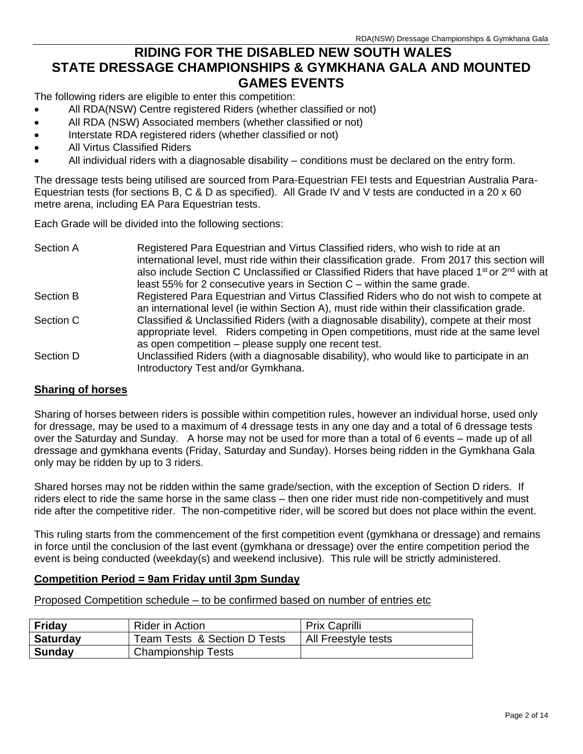# RIDING FOR THE DISABLED NEW SOUTH WALES STATE DRESSAGE CHAMPIONSHIPS & GYMKHANA GALA AND MOUNTED GAMES EVENTS

The following riders are eligible to enter this competition:

- All RDA(NSW) Centre registered Riders (whether classified or not)
- All RDA (NSW) Associated members (whether classified or not)
- Interstate RDA registered riders (whether classified or not)
- All Virtus Classified Riders
- All individual riders with a diagnosable disability – conditions must be declared on the entry form.

The dressage tests being utilised are sourced from Para-Equestrian FEI tests and Equestrian Australia Para-Equestrian tests (for sections B, C & D as specified). All Grade IV and V tests are conducted in a 20 x 60 metre arena, including EA Para Equestrian tests.

Each Grade will be divided into the following sections:

| | |
|---|---|
| Section A | Registered Para Equestrian and Virtus Classified riders, who wish to ride at an international level, must ride within their classification grade. From 2017 this section will also include Section C Unclassified or Classified Riders that have placed 1st or 2nd with at least 55% for 2 consecutive years in Section C – within the same grade. |
| Section B | Registered Para Equestrian and Virtus Classified Riders who do not wish to compete at an international level (ie within Section A), must ride within their classification grade. |
| Section C | Classified & Unclassified Riders (with a diagnosable disability), compete at their most appropriate level. Riders competing in Open competitions, must ride at the same level as open competition – please supply one recent test. |
| Section D | Unclassified Riders (with a diagnosable disability), who would like to participate in an Introductory Test and/or Gymkhana. |

## Sharing of horses

Sharing of horses between riders is possible within competition rules, however an individual horse, used only for dressage, may be used to a maximum of 4 dressage tests in any one day and a total of 6 dressage tests over the Saturday and Sunday. A horse may not be used for more than a total of 6 events – made up of all dressage and gymkhana events (Friday, Saturday and Sunday). Horses being ridden in the Gymkhana Gala only may be ridden by up to 3 riders.

Shared horses may not be ridden within the same grade/section, with the exception of Section D riders. If riders elect to ride the same horse in the same class – then one rider must ride non-competitively and must ride after the competitive rider. The non-competitive rider, will be scored but does not place within the event.

This ruling starts from the commencement of the first competition event (gymkhana or dressage) and remains in force until the conclusion of the last event (gymkhana or dressage) over the entire competition period the event is being conducted (weekday(s) and weekend inclusive). This rule will be strictly administered.

## Competition Period = 9am Friday until 3pm Sunday

Proposed Competition schedule – to be confirmed based on number of entries etc

| | | |
|---|---|---|
| **Friday** | Rider in Action | Prix Caprilli |
| **Saturday** | Team Tests & Section D Tests | All Freestyle tests |
| **Sunday** | Championship Tests | |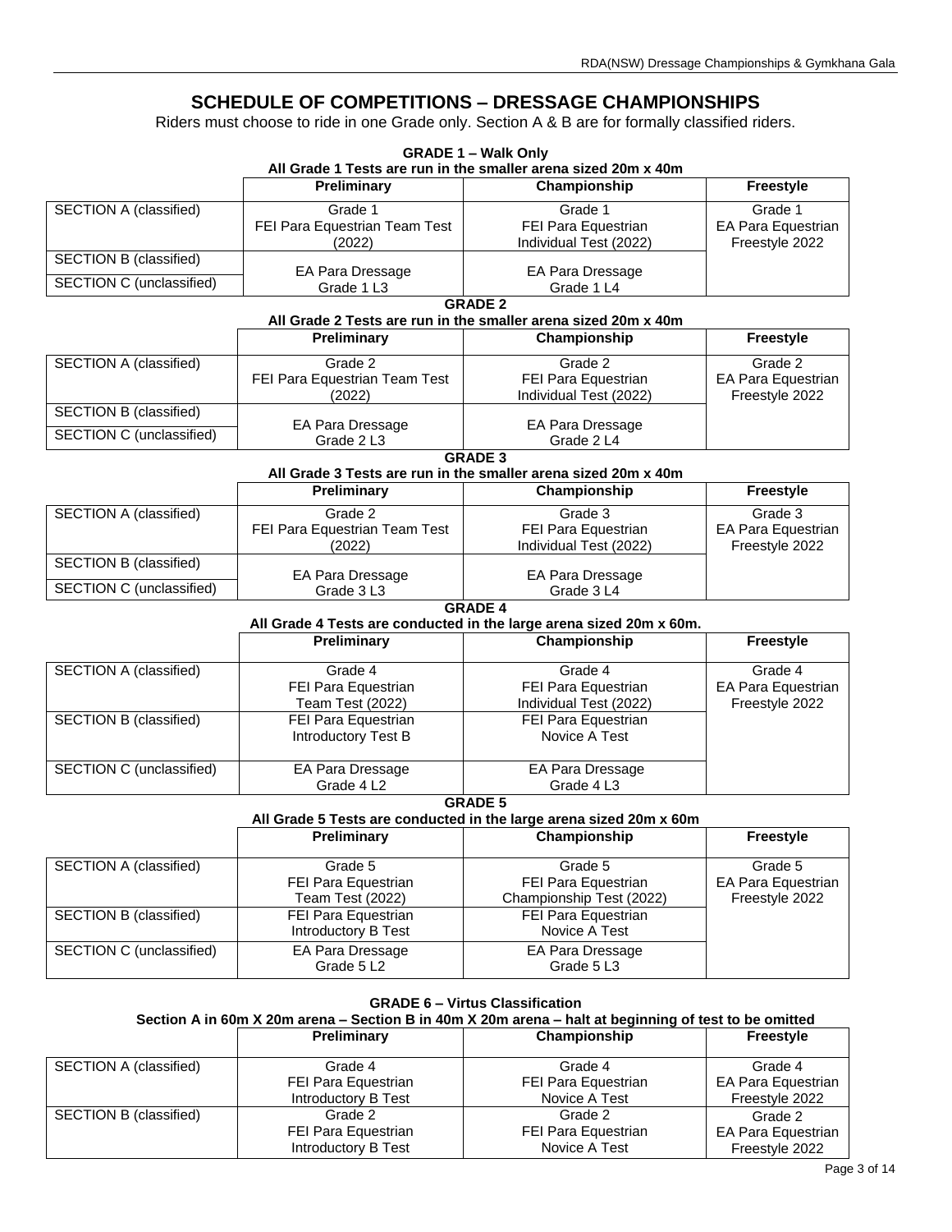# SCHEDULE OF COMPETITIONS – DRESSAGE CHAMPIONSHIPS

Riders must choose to ride in one Grade only. Section A & B are for formally classified riders.

### GRADE 1 – Walk Only

**All Grade 1 Tests are run in the smaller arena sized 20m x 40m**

| | Preliminary | Championship | Freestyle |
|---|---|---|---|
| SECTION A (classified) | Grade 1 FEI Para Equestrian Team Test (2022) | Grade 1 FEI Para Equestrian Individual Test (2022) | Grade 1 EA Para Equestrian Freestyle 2022 |
| SECTION B (classified) | EA Para Dressage Grade 1 L3 | EA Para Dressage Grade 1 L4 | |
| SECTION C (unclassified) | EA Para Dressage Grade 1 L3 | EA Para Dressage Grade 1 L4 | |

### GRADE 2

**All Grade 2 Tests are run in the smaller arena sized 20m x 40m**

| | Preliminary | Championship | Freestyle |
|---|---|---|---|
| SECTION A (classified) | Grade 2 FEI Para Equestrian Team Test (2022) | Grade 2 FEI Para Equestrian Individual Test (2022) | Grade 2 EA Para Equestrian Freestyle 2022 |
| SECTION B (classified) | EA Para Dressage Grade 2 L3 | EA Para Dressage Grade 2 L4 | |
| SECTION C (unclassified) | EA Para Dressage Grade 2 L3 | EA Para Dressage Grade 2 L4 | |

### GRADE 3

**All Grade 3 Tests are run in the smaller arena sized 20m x 40m**

| | Preliminary | Championship | Freestyle |
|---|---|---|---|
| SECTION A (classified) | Grade 2 FEI Para Equestrian Team Test (2022) | Grade 3 FEI Para Equestrian Individual Test (2022) | Grade 3 EA Para Equestrian Freestyle 2022 |
| SECTION B (classified) | EA Para Dressage Grade 3 L3 | EA Para Dressage Grade 3 L4 | |
| SECTION C (unclassified) | EA Para Dressage Grade 3 L3 | EA Para Dressage Grade 3 L4 | |

### GRADE 4

**All Grade 4 Tests are conducted in the large arena sized 20m x 60m.**

| | Preliminary | Championship | Freestyle |
|---|---|---|---|
| SECTION A (classified) | Grade 4 FEI Para Equestrian Team Test (2022) | Grade 4 FEI Para Equestrian Individual Test (2022) | Grade 4 EA Para Equestrian Freestyle 2022 |
| SECTION B (classified) | FEI Para Equestrian Introductory Test B | FEI Para Equestrian Novice A Test | |
| SECTION C (unclassified) | EA Para Dressage Grade 4 L2 | EA Para Dressage Grade 4 L3 | |

### GRADE 5

**All Grade 5 Tests are conducted in the large arena sized 20m x 60m**

| | Preliminary | Championship | Freestyle |
|---|---|---|---|
| SECTION A (classified) | Grade 5 FEI Para Equestrian Team Test (2022) | Grade 5 FEI Para Equestrian Championship Test (2022) | Grade 5 EA Para Equestrian Freestyle 2022 |
| SECTION B (classified) | FEI Para Equestrian Introductory B Test | FEI Para Equestrian Novice A Test | |
| SECTION C (unclassified) | EA Para Dressage Grade 5 L2 | EA Para Dressage Grade 5 L3 | |

### GRADE 6 – Virtus Classification

**Section A in 60m X 20m arena – Section B in 40m X 20m arena – halt at beginning of test to be omitted**

| | Preliminary | Championship | Freestyle |
|---|---|---|---|
| SECTION A (classified) | Grade 4 FEI Para Equestrian Introductory B Test | Grade 4 FEI Para Equestrian Novice A Test | Grade 4 EA Para Equestrian Freestyle 2022 |
| SECTION B (classified) | Grade 2 FEI Para Equestrian Introductory B Test | Grade 2 FEI Para Equestrian Novice A Test | Grade 2 EA Para Equestrian Freestyle 2022 |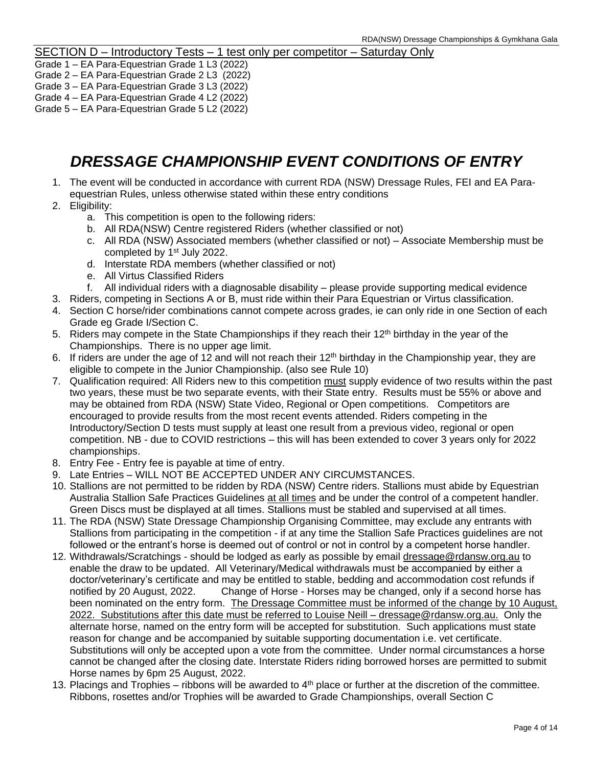SECTION D – Introductory Tests – 1 test only per competitor – Saturday Only

Grade 1 – EA Para-Equestrian Grade 1 L3 (2022)
Grade 2 – EA Para-Equestrian Grade 2 L3 (2022)
Grade 3 – EA Para-Equestrian Grade 3 L3 (2022)
Grade 4 – EA Para-Equestrian Grade 4 L2 (2022)
Grade 5 – EA Para-Equestrian Grade 5 L2 (2022)

# *DRESSAGE CHAMPIONSHIP EVENT CONDITIONS OF ENTRY*

1. The event will be conducted in accordance with current RDA (NSW) Dressage Rules, FEI and EA Para-equestrian Rules, unless otherwise stated within these entry conditions
2. Eligibility:
   a. This competition is open to the following riders:
   b. All RDA(NSW) Centre registered Riders (whether classified or not)
   c. All RDA (NSW) Associated members (whether classified or not) – Associate Membership must be completed by 1st July 2022.
   d. Interstate RDA members (whether classified or not)
   e. All Virtus Classified Riders
   f. All individual riders with a diagnosable disability – please provide supporting medical evidence
3. Riders, competing in Sections A or B, must ride within their Para Equestrian or Virtus classification.
4. Section C horse/rider combinations cannot compete across grades, ie can only ride in one Section of each Grade eg Grade I/Section C.
5. Riders may compete in the State Championships if they reach their 12th birthday in the year of the Championships. There is no upper age limit.
6. If riders are under the age of 12 and will not reach their 12th birthday in the Championship year, they are eligible to compete in the Junior Championship. (also see Rule 10)
7. Qualification required: All Riders new to this competition <u>must</u> supply evidence of two results within the past two years, these must be two separate events, with their State entry. Results must be 55% or above and may be obtained from RDA (NSW) State Video, Regional or Open competitions. Competitors are encouraged to provide results from the most recent events attended. Riders competing in the Introductory/Section D tests must supply at least one result from a previous video, regional or open competition. NB - due to COVID restrictions – this will has been extended to cover 3 years only for 2022 championships.
8. Entry Fee - Entry fee is payable at time of entry.
9. Late Entries – WILL NOT BE ACCEPTED UNDER ANY CIRCUMSTANCES.
10. Stallions are not permitted to be ridden by RDA (NSW) Centre riders. Stallions must abide by Equestrian Australia Stallion Safe Practices Guidelines <u>at all times</u> and be under the control of a competent handler. Green Discs must be displayed at all times. Stallions must be stabled and supervised at all times.
11. The RDA (NSW) State Dressage Championship Organising Committee, may exclude any entrants with Stallions from participating in the competition - if at any time the Stallion Safe Practices guidelines are not followed or the entrant's horse is deemed out of control or not in control by a competent horse handler.
12. Withdrawals/Scratchings - should be lodged as early as possible by email dressage@rdansw.org.au to enable the draw to be updated. All Veterinary/Medical withdrawals must be accompanied by either a doctor/veterinary's certificate and may be entitled to stable, bedding and accommodation cost refunds if notified by 20 August, 2022. Change of Horse - Horses may be changed, only if a second horse has been nominated on the entry form. <u>The Dressage Committee must be informed of the change by 10 August, 2022. Substitutions after this date must be referred to Louise Neill – dressage@rdansw.org.au.</u> Only the alternate horse, named on the entry form will be accepted for substitution. Such applications must state reason for change and be accompanied by suitable supporting documentation i.e. vet certificate. Substitutions will only be accepted upon a vote from the committee. Under normal circumstances a horse cannot be changed after the closing date. Interstate Riders riding borrowed horses are permitted to submit Horse names by 6pm 25 August, 2022.
13. Placings and Trophies – ribbons will be awarded to 4th place or further at the discretion of the committee. Ribbons, rosettes and/or Trophies will be awarded to Grade Championships, overall Section C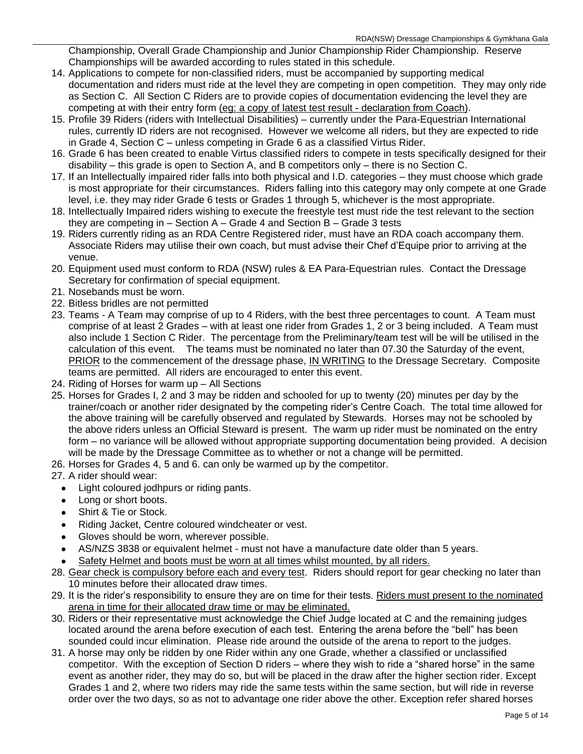Championship, Overall Grade Championship and Junior Championship Rider Championship. Reserve Championships will be awarded according to rules stated in this schedule.

14. Applications to compete for non-classified riders, must be accompanied by supporting medical documentation and riders must ride at the level they are competing in open competition. They may only ride as Section C. All Section C Riders are to provide copies of documentation evidencing the level they are competing at with their entry form <u>(eg: a copy of latest test result - declaration from Coach)</u>.
15. Profile 39 Riders (riders with Intellectual Disabilities) – currently under the Para-Equestrian International rules, currently ID riders are not recognised. However we welcome all riders, but they are expected to ride in Grade 4, Section C – unless competing in Grade 6 as a classified Virtus Rider.
16. Grade 6 has been created to enable Virtus classified riders to compete in tests specifically designed for their disability – this grade is open to Section A, and B competitors only – there is no Section C.
17. If an Intellectually impaired rider falls into both physical and I.D. categories – they must choose which grade is most appropriate for their circumstances. Riders falling into this category may only compete at one Grade level, i.e. they may rider Grade 6 tests or Grades 1 through 5, whichever is the most appropriate.
18. Intellectually Impaired riders wishing to execute the freestyle test must ride the test relevant to the section they are competing in – Section A – Grade 4 and Section B – Grade 3 tests
19. Riders currently riding as an RDA Centre Registered rider, must have an RDA coach accompany them. Associate Riders may utilise their own coach, but must advise their Chef d'Equipe prior to arriving at the venue.
20. Equipment used must conform to RDA (NSW) rules & EA Para-Equestrian rules. Contact the Dressage Secretary for confirmation of special equipment.
21. Nosebands must be worn.
22. Bitless bridles are not permitted
23. Teams - A Team may comprise of up to 4 Riders, with the best three percentages to count. A Team must comprise of at least 2 Grades – with at least one rider from Grades 1, 2 or 3 being included. A Team must also include 1 Section C Rider. The percentage from the Preliminary/team test will be will be utilised in the calculation of this event. The teams must be nominated no later than 07.30 the Saturday of the event, <u>PRIOR</u> to the commencement of the dressage phase, <u>IN WRITING</u> to the Dressage Secretary. Composite teams are permitted. All riders are encouraged to enter this event.
24. Riding of Horses for warm up – All Sections
25. Horses for Grades I, 2 and 3 may be ridden and schooled for up to twenty (20) minutes per day by the trainer/coach or another rider designated by the competing rider's Centre Coach. The total time allowed for the above training will be carefully observed and regulated by Stewards. Horses may not be schooled by the above riders unless an Official Steward is present. The warm up rider must be nominated on the entry form – no variance will be allowed without appropriate supporting documentation being provided. A decision will be made by the Dressage Committee as to whether or not a change will be permitted.
26. Horses for Grades 4, 5 and 6. can only be warmed up by the competitor.
27. A rider should wear:
    - Light coloured jodhpurs or riding pants.
    - Long or short boots.
    - Shirt & Tie or Stock.
    - Riding Jacket, Centre coloured windcheater or vest.
    - Gloves should be worn, wherever possible.
    - AS/NZS 3838 or equivalent helmet - must not have a manufacture date older than 5 years.
    - <u>Safety Helmet and boots must be worn at all times whilst mounted, by all riders.</u>
28. <u>Gear check is compulsory before each and every test</u>. Riders should report for gear checking no later than 10 minutes before their allocated draw times.
29. It is the rider's responsibility to ensure they are on time for their tests. <u>Riders must present to the nominated arena in time for their allocated draw time or may be eliminated.</u>
30. Riders or their representative must acknowledge the Chief Judge located at C and the remaining judges located around the arena before execution of each test. Entering the arena before the "bell" has been sounded could incur elimination. Please ride around the outside of the arena to report to the judges.
31. A horse may only be ridden by one Rider within any one Grade, whether a classified or unclassified competitor. With the exception of Section D riders – where they wish to ride a "shared horse" in the same event as another rider, they may do so, but will be placed in the draw after the higher section rider. Except Grades 1 and 2, where two riders may ride the same tests within the same section, but will ride in reverse order over the two days, so as not to advantage one rider above the other. Exception refer shared horses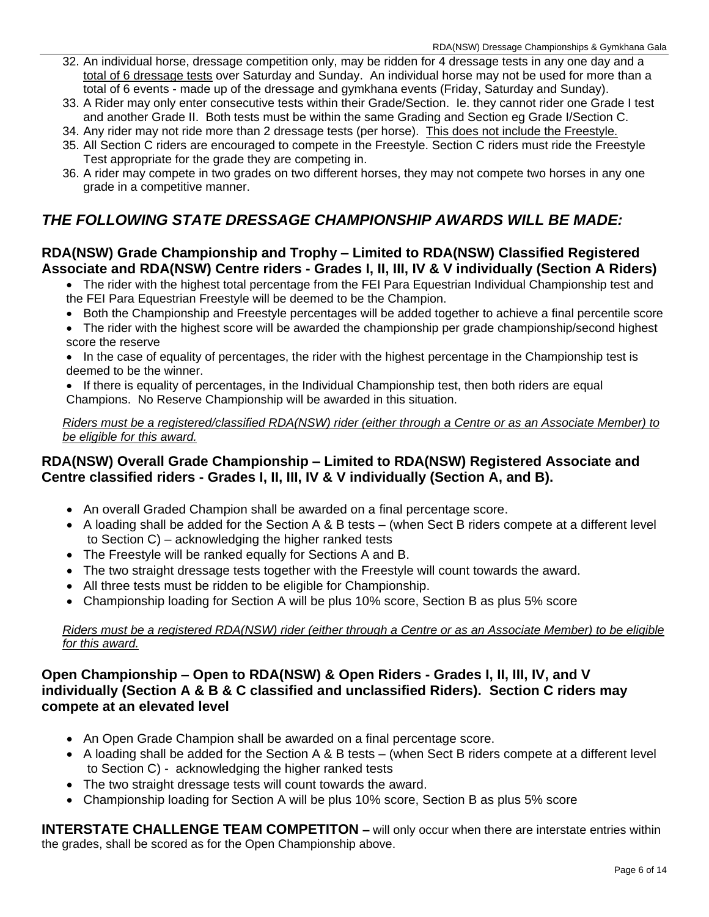32. An individual horse, dressage competition only, may be ridden for 4 dressage tests in any one day and a <u>total of 6 dressage tests</u> over Saturday and Sunday. An individual horse may not be used for more than a total of 6 events - made up of the dressage and gymkhana events (Friday, Saturday and Sunday).
33. A Rider may only enter consecutive tests within their Grade/Section. Ie. they cannot rider one Grade I test and another Grade II. Both tests must be within the same Grading and Section eg Grade I/Section C.
34. Any rider may not ride more than 2 dressage tests (per horse). <u>This does not include the Freestyle.</u>
35. All Section C riders are encouraged to compete in the Freestyle. Section C riders must ride the Freestyle Test appropriate for the grade they are competing in.
36. A rider may compete in two grades on two different horses, they may not compete two horses in any one grade in a competitive manner.

## *THE FOLLOWING STATE DRESSAGE CHAMPIONSHIP AWARDS WILL BE MADE:*

### RDA(NSW) Grade Championship and Trophy – Limited to RDA(NSW) Classified Registered Associate and RDA(NSW) Centre riders - Grades I, II, III, IV & V individually (Section A Riders)

- The rider with the highest total percentage from the FEI Para Equestrian Individual Championship test and the FEI Para Equestrian Freestyle will be deemed to be the Champion.
- Both the Championship and Freestyle percentages will be added together to achieve a final percentile score
- The rider with the highest score will be awarded the championship per grade championship/second highest score the reserve
- In the case of equality of percentages, the rider with the highest percentage in the Championship test is deemed to be the winner.
- If there is equality of percentages, in the Individual Championship test, then both riders are equal Champions. No Reserve Championship will be awarded in this situation.

*<u>Riders must be a registered/classified RDA(NSW) rider (either through a Centre or as an Associate Member) to be eligible for this award.</u>*

### RDA(NSW) Overall Grade Championship – Limited to RDA(NSW) Registered Associate and Centre classified riders - Grades I, II, III, IV & V individually (Section A, and B).

- An overall Graded Champion shall be awarded on a final percentage score.
- A loading shall be added for the Section A & B tests – (when Sect B riders compete at a different level to Section C) – acknowledging the higher ranked tests
- The Freestyle will be ranked equally for Sections A and B.
- The two straight dressage tests together with the Freestyle will count towards the award.
- All three tests must be ridden to be eligible for Championship.
- Championship loading for Section A will be plus 10% score, Section B as plus 5% score

*<u>Riders must be a registered RDA(NSW) rider (either through a Centre or as an Associate Member) to be eligible for this award.</u>*

### Open Championship – Open to RDA(NSW) & Open Riders - Grades I, II, III, IV, and V individually (Section A & B & C classified and unclassified Riders). Section C riders may compete at an elevated level

- An Open Grade Champion shall be awarded on a final percentage score.
- A loading shall be added for the Section A & B tests – (when Sect B riders compete at a different level to Section C) - acknowledging the higher ranked tests
- The two straight dressage tests will count towards the award.
- Championship loading for Section A will be plus 10% score, Section B as plus 5% score

**INTERSTATE CHALLENGE TEAM COMPETITON –** will only occur when there are interstate entries within the grades, shall be scored as for the Open Championship above.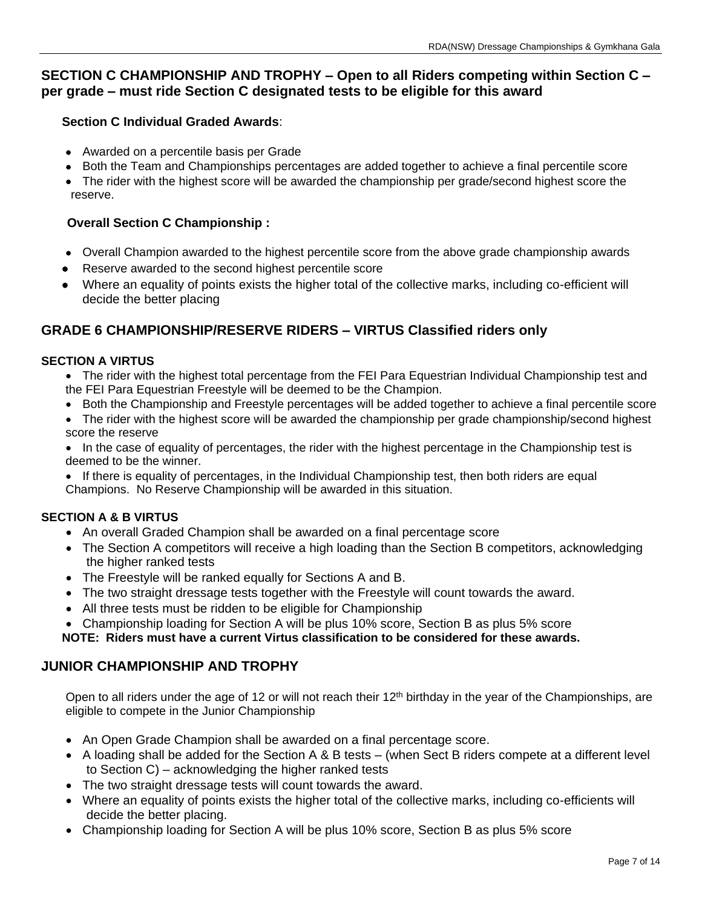## SECTION C CHAMPIONSHIP AND TROPHY – Open to all Riders competing within Section C – per grade – must ride Section C designated tests to be eligible for this award

**Section C Individual Graded Awards**:

- Awarded on a percentile basis per Grade
- Both the Team and Championships percentages are added together to achieve a final percentile score
- The rider with the highest score will be awarded the championship per grade/second highest score the reserve.

**Overall Section C Championship :**

- Overall Champion awarded to the highest percentile score from the above grade championship awards
- Reserve awarded to the second highest percentile score
- Where an equality of points exists the higher total of the collective marks, including co-efficient will decide the better placing

## GRADE 6 CHAMPIONSHIP/RESERVE RIDERS – VIRTUS Classified riders only

### SECTION A VIRTUS

- The rider with the highest total percentage from the FEI Para Equestrian Individual Championship test and the FEI Para Equestrian Freestyle will be deemed to be the Champion.
- Both the Championship and Freestyle percentages will be added together to achieve a final percentile score
- The rider with the highest score will be awarded the championship per grade championship/second highest score the reserve
- In the case of equality of percentages, the rider with the highest percentage in the Championship test is deemed to be the winner.
- If there is equality of percentages, in the Individual Championship test, then both riders are equal Champions. No Reserve Championship will be awarded in this situation.

### SECTION A & B VIRTUS

- An overall Graded Champion shall be awarded on a final percentage score
- The Section A competitors will receive a high loading than the Section B competitors, acknowledging the higher ranked tests
- The Freestyle will be ranked equally for Sections A and B.
- The two straight dressage tests together with the Freestyle will count towards the award.
- All three tests must be ridden to be eligible for Championship
- Championship loading for Section A will be plus 10% score, Section B as plus 5% score

**NOTE: Riders must have a current Virtus classification to be considered for these awards.**

## JUNIOR CHAMPIONSHIP AND TROPHY

Open to all riders under the age of 12 or will not reach their 12th birthday in the year of the Championships, are eligible to compete in the Junior Championship

- An Open Grade Champion shall be awarded on a final percentage score.
- A loading shall be added for the Section A & B tests – (when Sect B riders compete at a different level to Section C) – acknowledging the higher ranked tests
- The two straight dressage tests will count towards the award.
- Where an equality of points exists the higher total of the collective marks, including co-efficients will decide the better placing.
- Championship loading for Section A will be plus 10% score, Section B as plus 5% score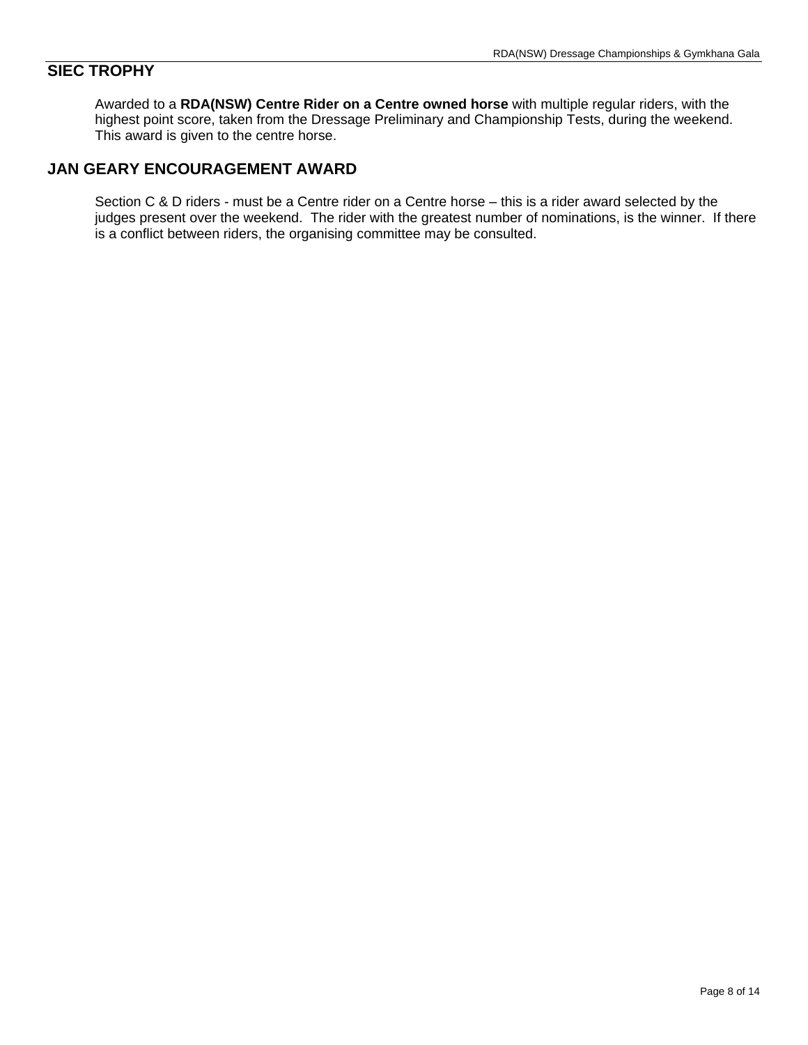## SIEC TROPHY

Awarded to a **RDA(NSW) Centre Rider on a Centre owned horse** with multiple regular riders, with the highest point score, taken from the Dressage Preliminary and Championship Tests, during the weekend. This award is given to the centre horse.

## JAN GEARY ENCOURAGEMENT AWARD

Section C & D riders - must be a Centre rider on a Centre horse – this is a rider award selected by the judges present over the weekend. The rider with the greatest number of nominations, is the winner. If there is a conflict between riders, the organising committee may be consulted.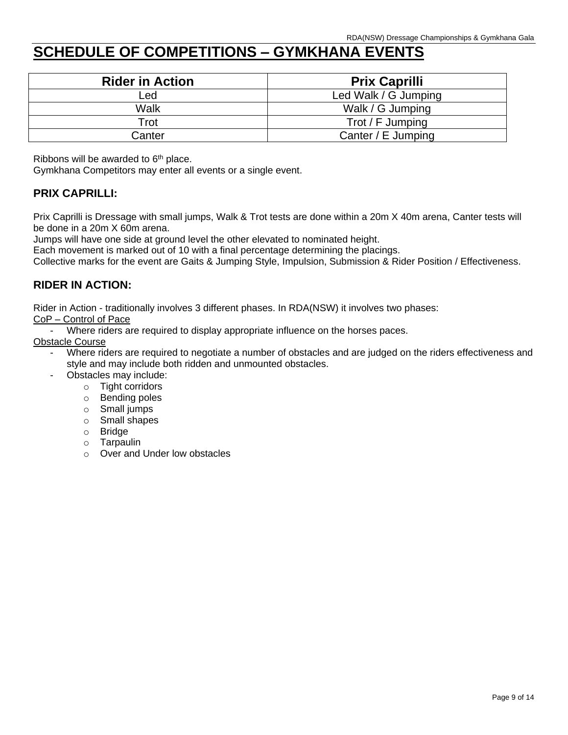# SCHEDULE OF COMPETITIONS – GYMKHANA EVENTS

| Rider in Action | Prix Caprilli |
|---|---|
| Led | Led Walk / G Jumping |
| Walk | Walk / G Jumping |
| Trot | Trot / F Jumping |
| Canter | Canter / E Jumping |

Ribbons will be awarded to 6th place.
Gymkhana Competitors may enter all events or a single event.

### PRIX CAPRILLI:

Prix Caprilli is Dressage with small jumps, Walk & Trot tests are done within a 20m X 40m arena, Canter tests will be done in a 20m X 60m arena.
Jumps will have one side at ground level the other elevated to nominated height.
Each movement is marked out of 10 with a final percentage determining the placings.
Collective marks for the event are Gaits & Jumping Style, Impulsion, Submission & Rider Position / Effectiveness.

### RIDER IN ACTION:

Rider in Action - traditionally involves 3 different phases. In RDA(NSW) it involves two phases:

CoP – Control of Pace

- Where riders are required to display appropriate influence on the horses paces.

Obstacle Course

- Where riders are required to negotiate a number of obstacles and are judged on the riders effectiveness and style and may include both ridden and unmounted obstacles.
- Obstacles may include:
  - Tight corridors
  - Bending poles
  - Small jumps
  - Small shapes
  - Bridge
  - Tarpaulin
  - Over and Under low obstacles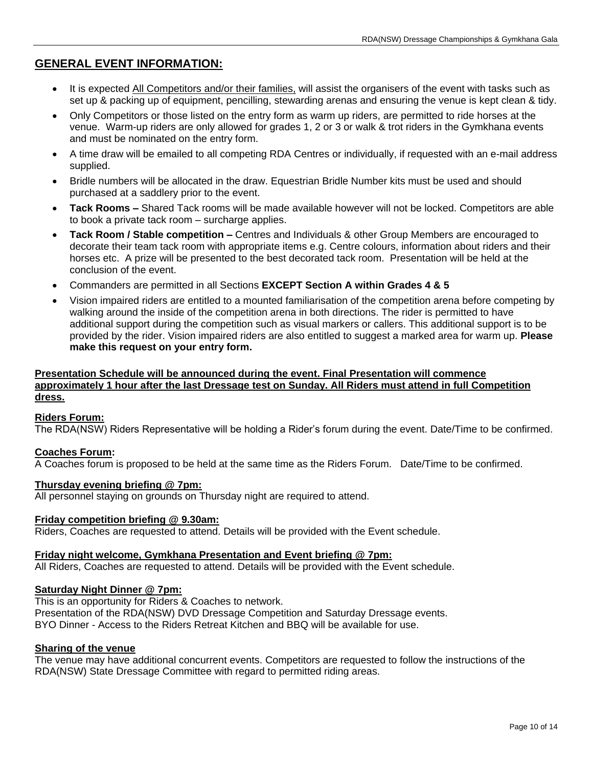## GENERAL EVENT INFORMATION:

- It is expected All Competitors and/or their families, will assist the organisers of the event with tasks such as set up & packing up of equipment, pencilling, stewarding arenas and ensuring the venue is kept clean & tidy.
- Only Competitors or those listed on the entry form as warm up riders, are permitted to ride horses at the venue. Warm-up riders are only allowed for grades 1, 2 or 3 or walk & trot riders in the Gymkhana events and must be nominated on the entry form.
- A time draw will be emailed to all competing RDA Centres or individually, if requested with an e-mail address supplied.
- Bridle numbers will be allocated in the draw. Equestrian Bridle Number kits must be used and should purchased at a saddlery prior to the event.
- **Tack Rooms –** Shared Tack rooms will be made available however will not be locked. Competitors are able to book a private tack room – surcharge applies.
- **Tack Room / Stable competition –** Centres and Individuals & other Group Members are encouraged to decorate their team tack room with appropriate items e.g. Centre colours, information about riders and their horses etc. A prize will be presented to the best decorated tack room. Presentation will be held at the conclusion of the event.
- Commanders are permitted in all Sections **EXCEPT Section A within Grades 4 & 5**
- Vision impaired riders are entitled to a mounted familiarisation of the competition arena before competing by walking around the inside of the competition arena in both directions. The rider is permitted to have additional support during the competition such as visual markers or callers. This additional support is to be provided by the rider. Vision impaired riders are also entitled to suggest a marked area for warm up. **Please make this request on your entry form.**

**Presentation Schedule will be announced during the event. Final Presentation will commence approximately 1 hour after the last Dressage test on Sunday. All Riders must attend in full Competition dress.**

**Riders Forum:**
The RDA(NSW) Riders Representative will be holding a Rider's forum during the event. Date/Time to be confirmed.

**Coaches Forum:**
A Coaches forum is proposed to be held at the same time as the Riders Forum. Date/Time to be confirmed.

**Thursday evening briefing @ 7pm:**
All personnel staying on grounds on Thursday night are required to attend.

**Friday competition briefing @ 9.30am:**
Riders, Coaches are requested to attend. Details will be provided with the Event schedule.

**Friday night welcome, Gymkhana Presentation and Event briefing @ 7pm:**
All Riders, Coaches are requested to attend. Details will be provided with the Event schedule.

**Saturday Night Dinner @ 7pm:**
This is an opportunity for Riders & Coaches to network.
Presentation of the RDA(NSW) DVD Dressage Competition and Saturday Dressage events.
BYO Dinner - Access to the Riders Retreat Kitchen and BBQ will be available for use.

**Sharing of the venue**
The venue may have additional concurrent events. Competitors are requested to follow the instructions of the RDA(NSW) State Dressage Committee with regard to permitted riding areas.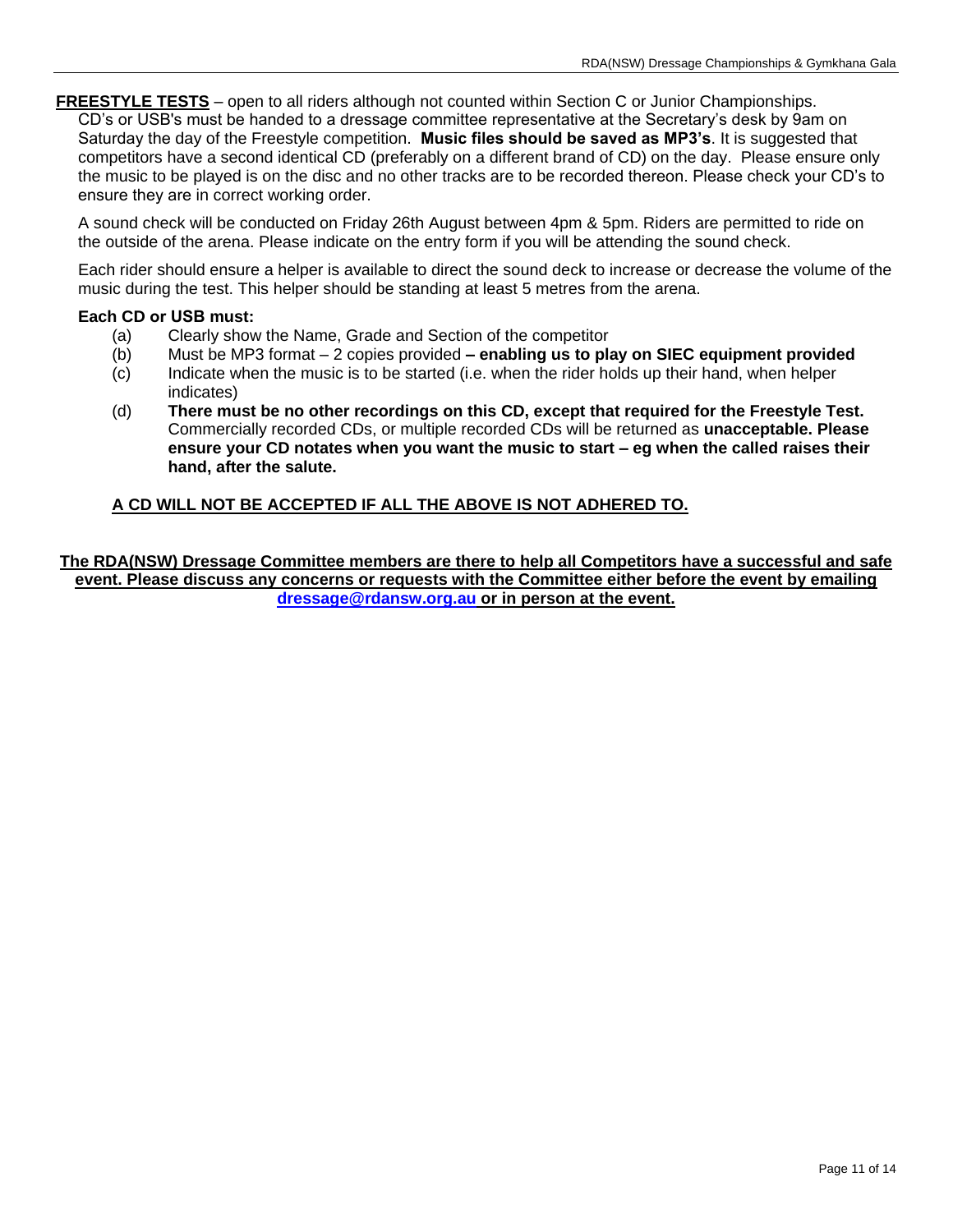**<u>FREESTYLE TESTS</u>** – open to all riders although not counted within Section C or Junior Championships. CD's or USB's must be handed to a dressage committee representative at the Secretary's desk by 9am on Saturday the day of the Freestyle competition. **Music files should be saved as MP3's**. It is suggested that competitors have a second identical CD (preferably on a different brand of CD) on the day. Please ensure only the music to be played is on the disc and no other tracks are to be recorded thereon. Please check your CD's to ensure they are in correct working order.

A sound check will be conducted on Friday 26th August between 4pm & 5pm. Riders are permitted to ride on the outside of the arena. Please indicate on the entry form if you will be attending the sound check.

Each rider should ensure a helper is available to direct the sound deck to increase or decrease the volume of the music during the test. This helper should be standing at least 5 metres from the arena.

**Each CD or USB must:**

(a) Clearly show the Name, Grade and Section of the competitor

(b) Must be MP3 format – 2 copies provided **– enabling us to play on SIEC equipment provided**

(c) Indicate when the music is to be started (i.e. when the rider holds up their hand, when helper indicates)

(d) **There must be no other recordings on this CD, except that required for the Freestyle Test.** Commercially recorded CDs, or multiple recorded CDs will be returned as **unacceptable. Please ensure your CD notates when you want the music to start – eg when the called raises their hand, after the salute.**

**<u>A CD WILL NOT BE ACCEPTED IF ALL THE ABOVE IS NOT ADHERED TO.</u>**

**<u>The RDA(NSW) Dressage Committee members are there to help all Competitors have a successful and safe event. Please discuss any concerns or requests with the Committee either before the event by emailing dressage@rdansw.org.au or in person at the event.</u>**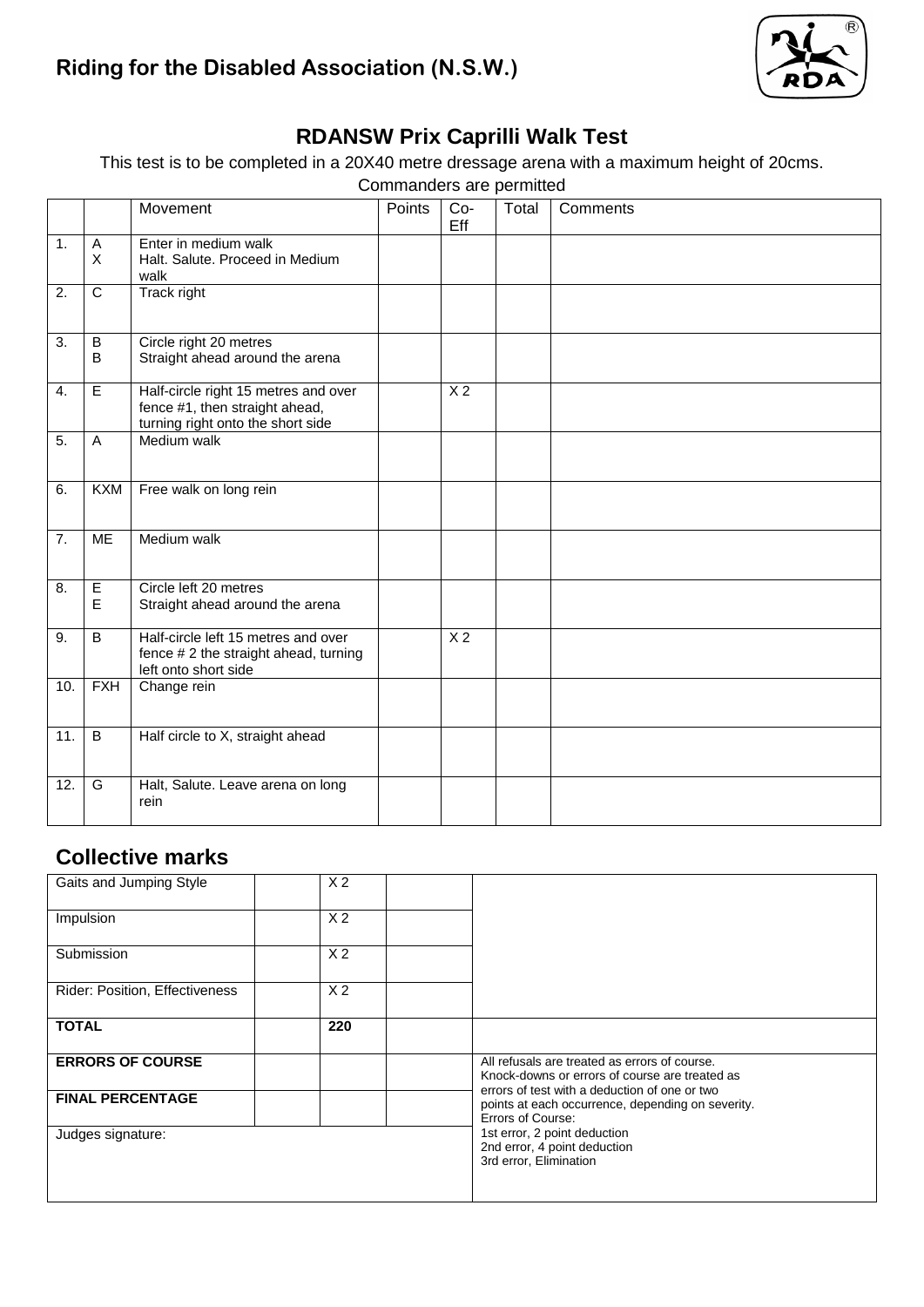## Riding for the Disabled Association (N.S.W.)

# RDANSW Prix Caprilli Walk Test

This test is to be completed in a 20X40 metre dressage arena with a maximum height of 20cms.

Commanders are permitted

| | | Movement | Points | Co-Eff | Total | Comments |
|---|---|---|---|---|---|---|
| 1. | A<br>X | Enter in medium walk<br>Halt. Salute. Proceed in Medium walk | | | | |
| 2. | C | Track right | | | | |
| 3. | B<br>B | Circle right 20 metres<br>Straight ahead around the arena | | | | |
| 4. | E | Half-circle right 15 metres and over fence #1, then straight ahead, turning right onto the short side | | X 2 | | |
| 5. | A | Medium walk | | | | |
| 6. | KXM | Free walk on long rein | | | | |
| 7. | ME | Medium walk | | | | |
| 8. | E<br>E | Circle left 20 metres<br>Straight ahead around the arena | | | | |
| 9. | B | Half-circle left 15 metres and over fence # 2 the straight ahead, turning left onto short side | | X 2 | | |
| 10. | FXH | Change rein | | | | |
| 11. | B | Half circle to X, straight ahead | | | | |
| 12. | G | Halt, Salute. Leave arena on long rein | | | | |

## Collective marks

| | | | | |
|---|---|---|---|---|
| Gaits and Jumping Style | | X 2 | | |
| Impulsion | | X 2 | | |
| Submission | | X 2 | | |
| Rider: Position, Effectiveness | | X 2 | | |
| **TOTAL** | | **220** | | |
| **ERRORS OF COURSE** | | | | All refusals are treated as errors of course. Knock-downs or errors of course are treated as errors of test with a deduction of one or two points at each occurrence, depending on severity. Errors of Course: 1st error, 2 point deduction 2nd error, 4 point deduction 3rd error, Elimination |
| **FINAL PERCENTAGE** | | | | |
| Judges signature: | | | | |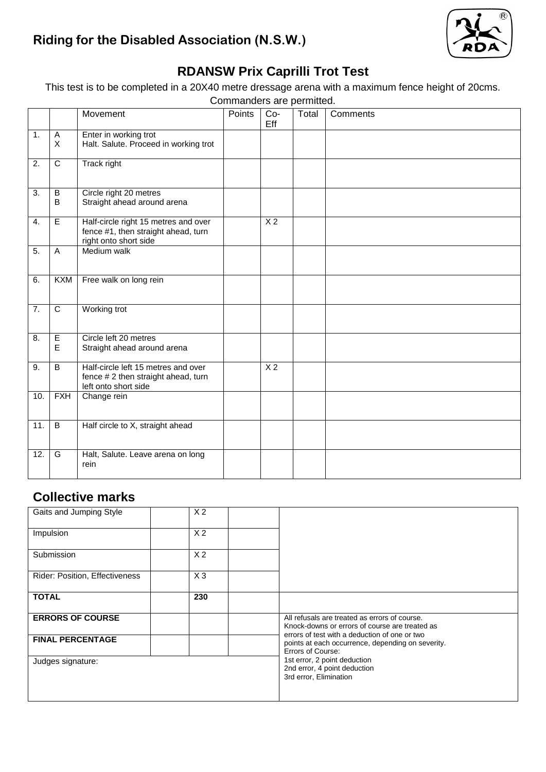# Riding for the Disabled Association (N.S.W.)

## RDANSW Prix Caprilli Trot Test

This test is to be completed in a 20X40 metre dressage arena with a maximum fence height of 20cms. Commanders are permitted.

| | | Movement | Points | Co-Eff | Total | Comments |
|---|---|---|---|---|---|---|
| 1. | A<br>X | Enter in working trot<br>Halt. Salute. Proceed in working trot | | | | |
| 2. | C | Track right | | | | |
| 3. | B<br>B | Circle right 20 metres<br>Straight ahead around arena | | | | |
| 4. | E | Half-circle right 15 metres and over fence #1, then straight ahead, turn right onto short side | | X 2 | | |
| 5. | A | Medium walk | | | | |
| 6. | KXM | Free walk on long rein | | | | |
| 7. | C | Working trot | | | | |
| 8. | E<br>E | Circle left 20 metres<br>Straight ahead around arena | | | | |
| 9. | B | Half-circle left 15 metres and over fence # 2 then straight ahead, turn left onto short side | | X 2 | | |
| 10. | FXH | Change rein | | | | |
| 11. | B | Half circle to X, straight ahead | | | | |
| 12. | G | Halt, Salute. Leave arena on long rein | | | | |

## Collective marks

| | | | | |
|---|---|---|---|---|
| Gaits and Jumping Style | | X 2 | | |
| Impulsion | | X 2 | | |
| Submission | | X 2 | | |
| Rider: Position, Effectiveness | | X 3 | | |
| **TOTAL** | | **230** | | |
| **ERRORS OF COURSE** | | | | All refusals are treated as errors of course. Knock-downs or errors of course are treated as errors of test with a deduction of one or two points at each occurrence, depending on severity. Errors of Course: 1st error, 2 point deduction 2nd error, 4 point deduction 3rd error, Elimination |
| **FINAL PERCENTAGE** | | | | |
| Judges signature: | | | | |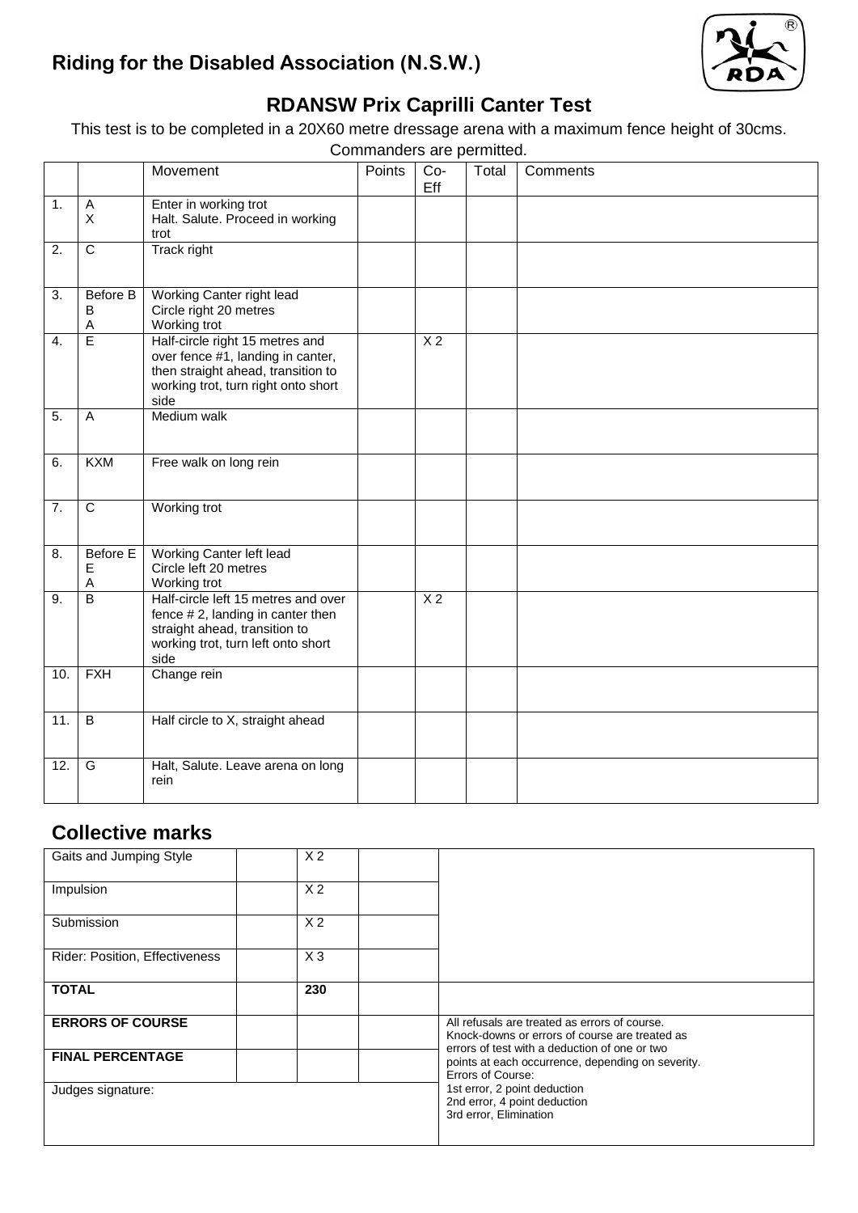## Riding for the Disabled Association (N.S.W.)

# RDANSW Prix Caprilli Canter Test

This test is to be completed in a 20X60 metre dressage arena with a maximum fence height of 30cms. Commanders are permitted.

| | | Movement | Points | Co-Eff | Total | Comments |
|---|---|---|---|---|---|---|
| 1. | A<br>X | Enter in working trot<br>Halt. Salute. Proceed in working trot | | | | |
| 2. | C | Track right | | | | |
| 3. | Before B<br>B<br>A | Working Canter right lead<br>Circle right 20 metres<br>Working trot | | | | |
| 4. | E | Half-circle right 15 metres and over fence #1, landing in canter, then straight ahead, transition to working trot, turn right onto short side | | X 2 | | |
| 5. | A | Medium walk | | | | |
| 6. | KXM | Free walk on long rein | | | | |
| 7. | C | Working trot | | | | |
| 8. | Before E<br>E<br>A | Working Canter left lead<br>Circle left 20 metres<br>Working trot | | | | |
| 9. | B | Half-circle left 15 metres and over fence # 2, landing in canter then straight ahead, transition to working trot, turn left onto short side | | X 2 | | |
| 10. | FXH | Change rein | | | | |
| 11. | B | Half circle to X, straight ahead | | | | |
| 12. | G | Halt, Salute. Leave arena on long rein | | | | |

## Collective marks

| | | | | |
|---|---|---|---|---|
| Gaits and Jumping Style | | X 2 | | |
| Impulsion | | X 2 | | |
| Submission | | X 2 | | |
| Rider: Position, Effectiveness | | X 3 | | |
| **TOTAL** | | **230** | | |
| **ERRORS OF COURSE** | | | | All refusals are treated as errors of course. Knock-downs or errors of course are treated as errors of test with a deduction of one or two points at each occurrence, depending on severity. Errors of Course:<br>1st error, 2 point deduction<br>2nd error, 4 point deduction<br>3rd error, Elimination |
| **FINAL PERCENTAGE** | | | | |
| Judges signature: | | | | |